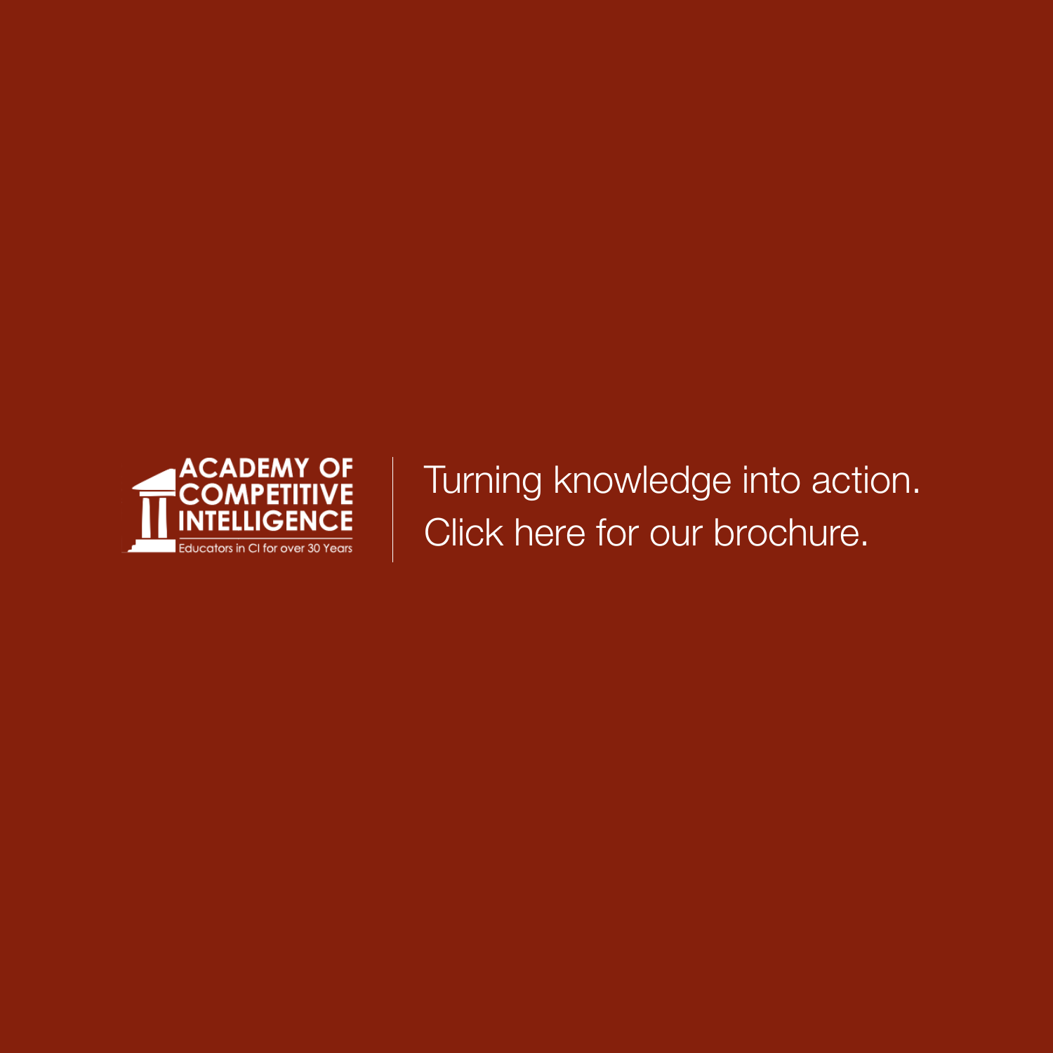ACADEMY OF COMPETITIVE INTELLIGENCE

Educators in CI for over 30 Years

Turning knowledge into action.
Click here for our brochure.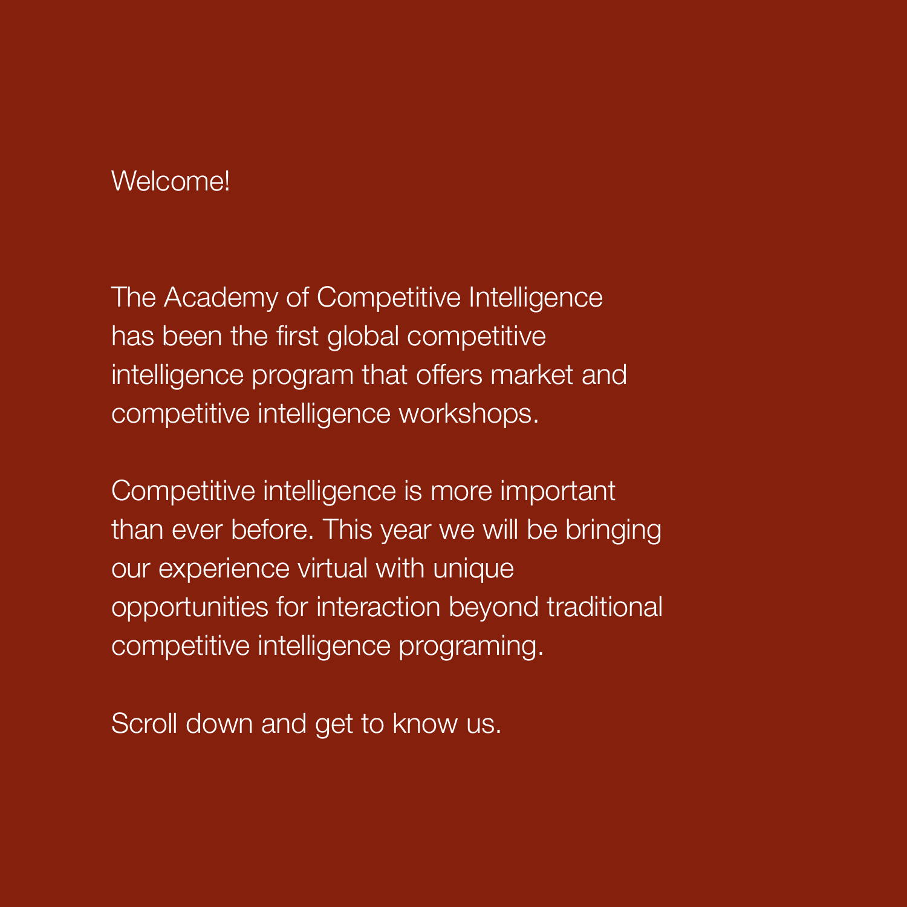Welcome!

The Academy of Competitive Intelligence has been the first global competitive intelligence program that offers market and competitive intelligence workshops.

Competitive intelligence is more important than ever before. This year we will be bringing our experience virtual with unique opportunities for interaction beyond traditional competitive intelligence programing.

Scroll down and get to know us.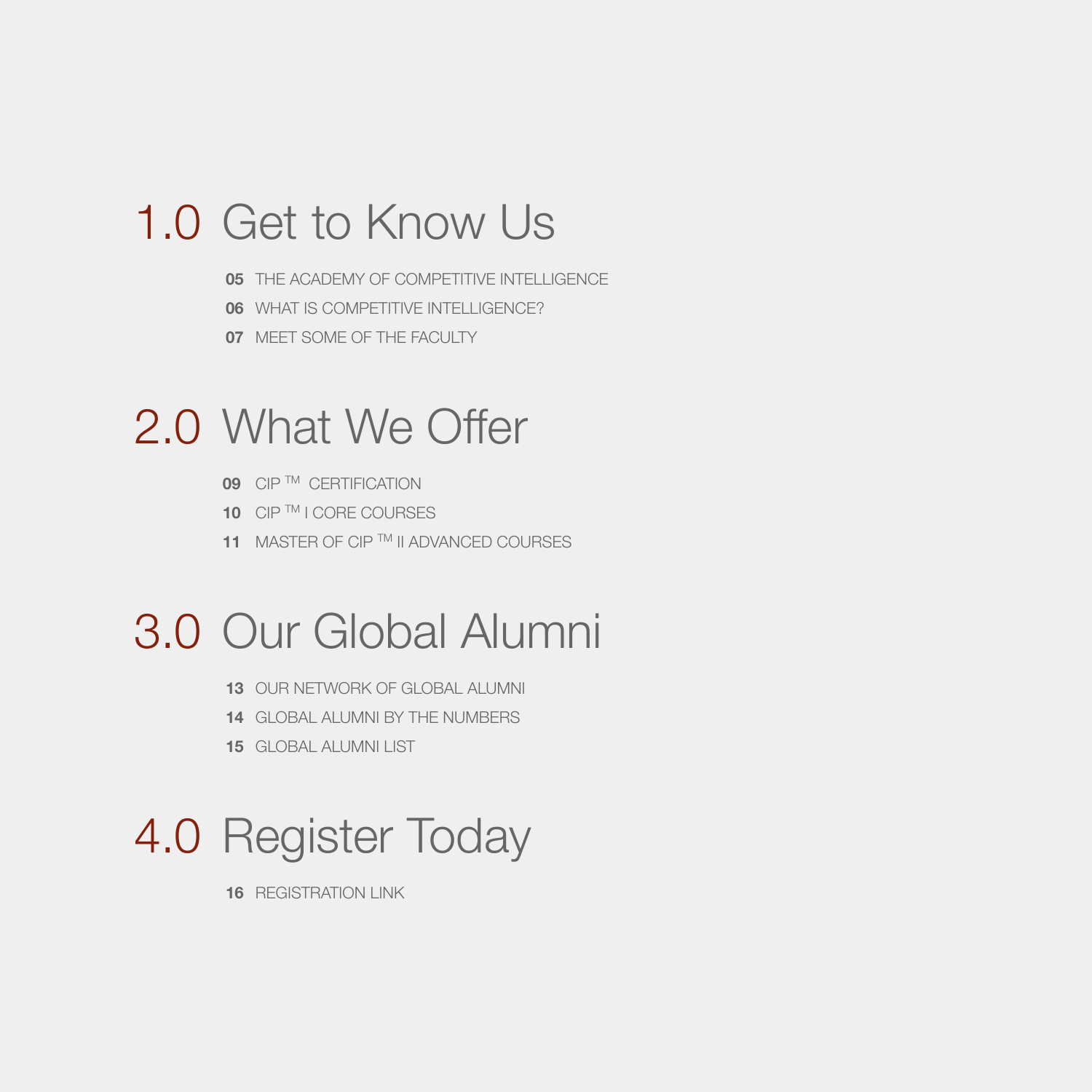# 1.0 Get to Know Us

**05** THE ACADEMY OF COMPETITIVE INTELLIGENCE

**06** WHAT IS COMPETITIVE INTELLIGENCE?

**07** MEET SOME OF THE FACULTY

# 2.0 What We Offer

**09** CIP ™ CERTIFICATION

**10** CIP ™ I CORE COURSES

**11** MASTER OF CIP ™ II ADVANCED COURSES

# 3.0 Our Global Alumni

**13** OUR NETWORK OF GLOBAL ALUMNI

**14** GLOBAL ALUMNI BY THE NUMBERS

**15** GLOBAL ALUMNI LIST

# 4.0 Register Today

**16** REGISTRATION LINK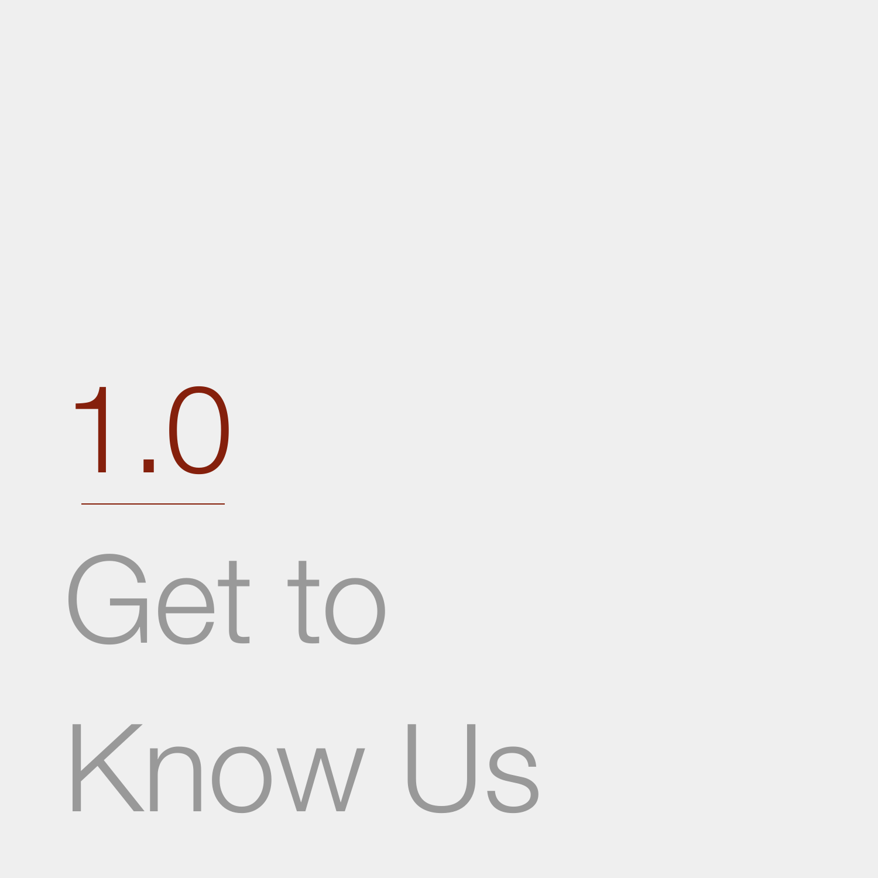# 1.0

# Get to Know Us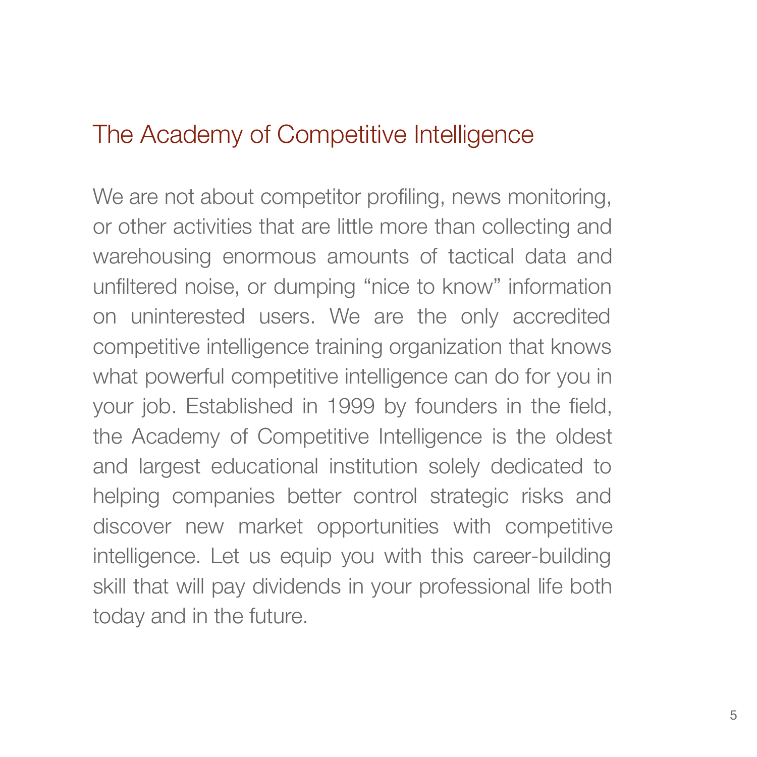## The Academy of Competitive Intelligence

We are not about competitor profiling, news monitoring, or other activities that are little more than collecting and warehousing enormous amounts of tactical data and unfiltered noise, or dumping “nice to know” information on uninterested users. We are the only accredited competitive intelligence training organization that knows what powerful competitive intelligence can do for you in your job. Established in 1999 by founders in the field, the Academy of Competitive Intelligence is the oldest and largest educational institution solely dedicated to helping companies better control strategic risks and discover new market opportunities with competitive intelligence. Let us equip you with this career-building skill that will pay dividends in your professional life both today and in the future.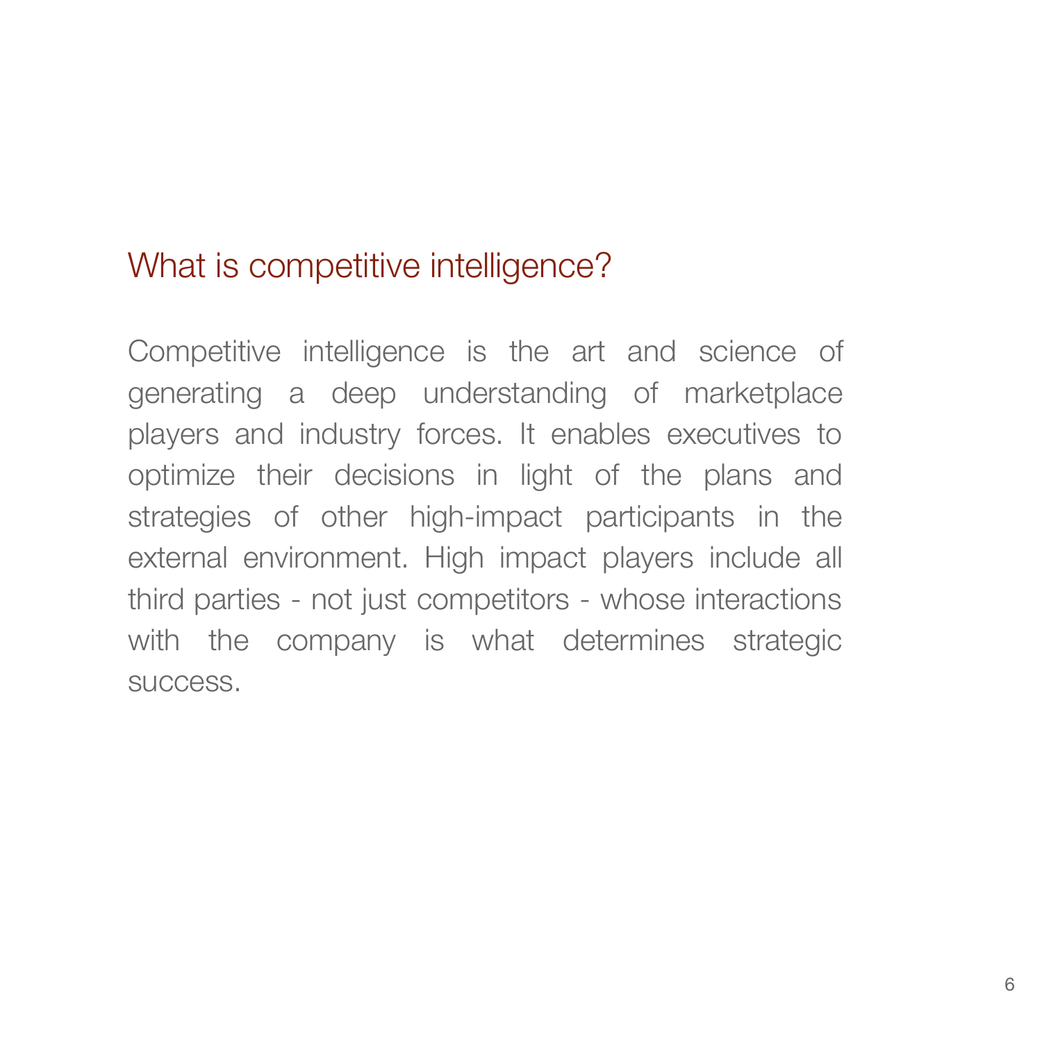## What is competitive intelligence?

Competitive intelligence is the art and science of generating a deep understanding of marketplace players and industry forces. It enables executives to optimize their decisions in light of the plans and strategies of other high-impact participants in the external environment. High impact players include all third parties - not just competitors - whose interactions with the company is what determines strategic success.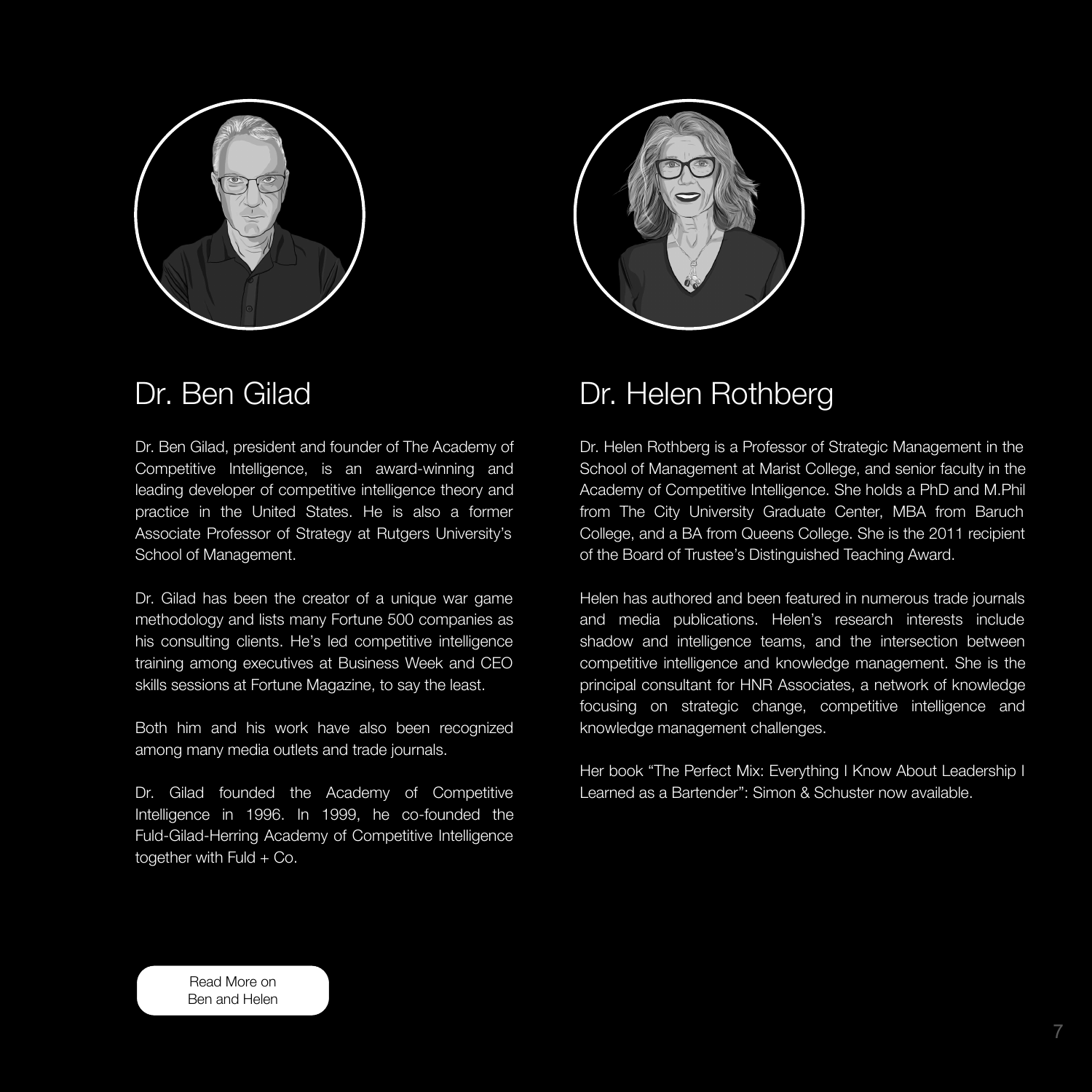## Dr. Ben Gilad

Dr. Ben Gilad, president and founder of The Academy of Competitive Intelligence, is an award-winning and leading developer of competitive intelligence theory and practice in the United States. He is also a former Associate Professor of Strategy at Rutgers University's School of Management.

Dr. Gilad has been the creator of a unique war game methodology and lists many Fortune 500 companies as his consulting clients. He's led competitive intelligence training among executives at Business Week and CEO skills sessions at Fortune Magazine, to say the least.

Both him and his work have also been recognized among many media outlets and trade journals.

Dr. Gilad founded the Academy of Competitive Intelligence in 1996. In 1999, he co-founded the Fuld-Gilad-Herring Academy of Competitive Intelligence together with Fuld + Co.

## Dr. Helen Rothberg

Dr. Helen Rothberg is a Professor of Strategic Management in the School of Management at Marist College, and senior faculty in the Academy of Competitive Intelligence. She holds a PhD and M.Phil from The City University Graduate Center, MBA from Baruch College, and a BA from Queens College. She is the 2011 recipient of the Board of Trustee's Distinguished Teaching Award.

Helen has authored and been featured in numerous trade journals and media publications. Helen's research interests include shadow and intelligence teams, and the intersection between competitive intelligence and knowledge management. She is the principal consultant for HNR Associates, a network of knowledge focusing on strategic change, competitive intelligence and knowledge management challenges.

Her book "The Perfect Mix: Everything I Know About Leadership I Learned as a Bartender": Simon & Schuster now available.

Read More on Ben and Helen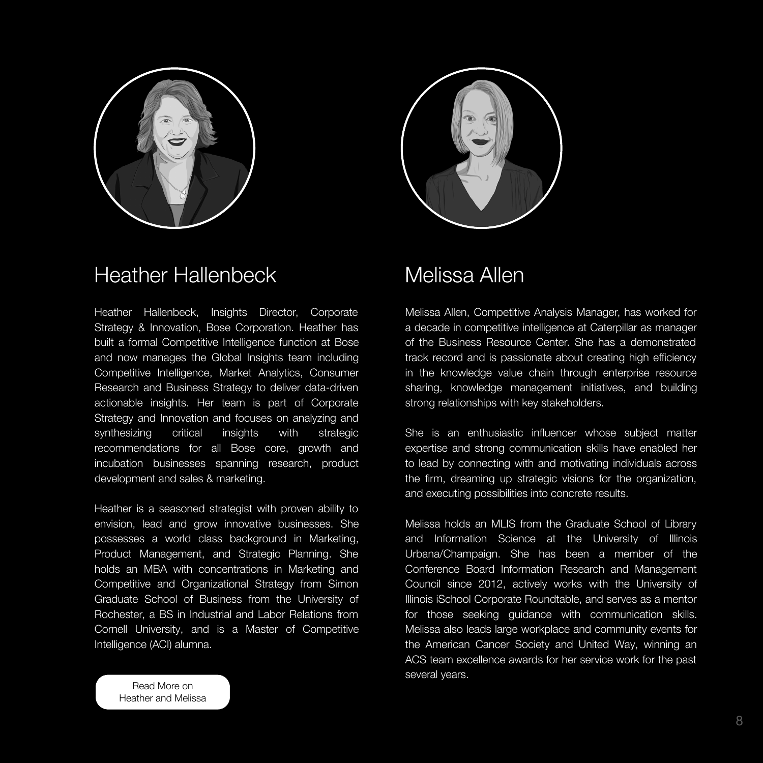## Heather Hallenbeck

Heather Hallenbeck, Insights Director, Corporate Strategy & Innovation, Bose Corporation. Heather has built a formal Competitive Intelligence function at Bose and now manages the Global Insights team including Competitive Intelligence, Market Analytics, Consumer Research and Business Strategy to deliver data-driven actionable insights. Her team is part of Corporate Strategy and Innovation and focuses on analyzing and synthesizing critical insights with strategic recommendations for all Bose core, growth and incubation businesses spanning research, product development and sales & marketing.

Heather is a seasoned strategist with proven ability to envision, lead and grow innovative businesses. She possesses a world class background in Marketing, Product Management, and Strategic Planning. She holds an MBA with concentrations in Marketing and Competitive and Organizational Strategy from Simon Graduate School of Business from the University of Rochester, a BS in Industrial and Labor Relations from Cornell University, and is a Master of Competitive Intelligence (ACI) alumna.

Read More on Heather and Melissa

## Melissa Allen

Melissa Allen, Competitive Analysis Manager, has worked for a decade in competitive intelligence at Caterpillar as manager of the Business Resource Center. She has a demonstrated track record and is passionate about creating high efficiency in the knowledge value chain through enterprise resource sharing, knowledge management initiatives, and building strong relationships with key stakeholders.

She is an enthusiastic influencer whose subject matter expertise and strong communication skills have enabled her to lead by connecting with and motivating individuals across the firm, dreaming up strategic visions for the organization, and executing possibilities into concrete results.

Melissa holds an MLIS from the Graduate School of Library and Information Science at the University of Illinois Urbana/Champaign. She has been a member of the Conference Board Information Research and Management Council since 2012, actively works with the University of Illinois iSchool Corporate Roundtable, and serves as a mentor for those seeking guidance with communication skills. Melissa also leads large workplace and community events for the American Cancer Society and United Way, winning an ACS team excellence awards for her service work for the past several years.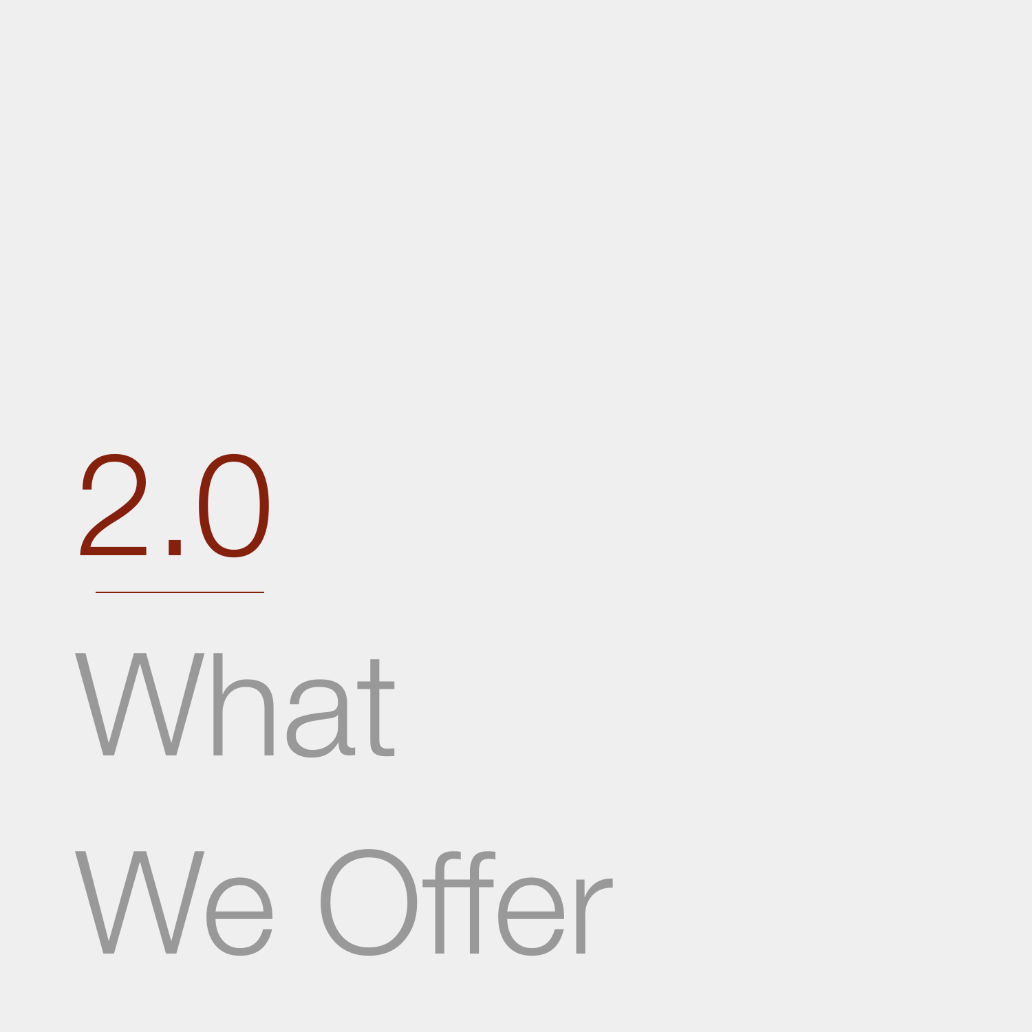# 2.0

# What We Offer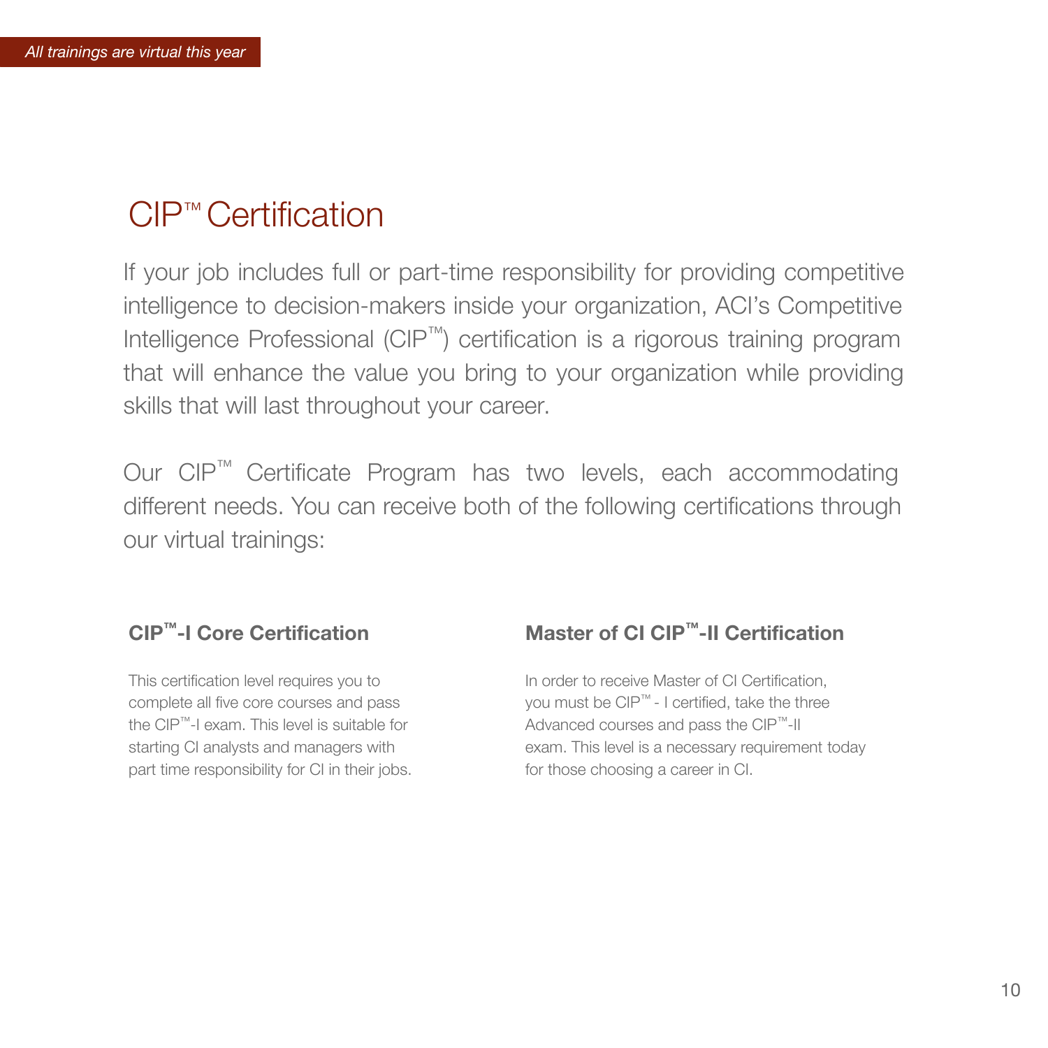*All trainings are virtual this year*

# CIP™ Certification

If your job includes full or part-time responsibility for providing competitive intelligence to decision-makers inside your organization, ACI's Competitive Intelligence Professional (CIP™) certification is a rigorous training program that will enhance the value you bring to your organization while providing skills that will last throughout your career.

Our CIP™ Certificate Program has two levels, each accommodating different needs. You can receive both of the following certifications through our virtual trainings:

### CIP™-I Core Certification

This certification level requires you to complete all five core courses and pass the CIP™-I exam. This level is suitable for starting CI analysts and managers with part time responsibility for CI in their jobs.

### Master of CI CIP™-II Certification

In order to receive Master of CI Certification, you must be CIP™ - I certified, take the three Advanced courses and pass the CIP™-II exam. This level is a necessary requirement today for those choosing a career in CI.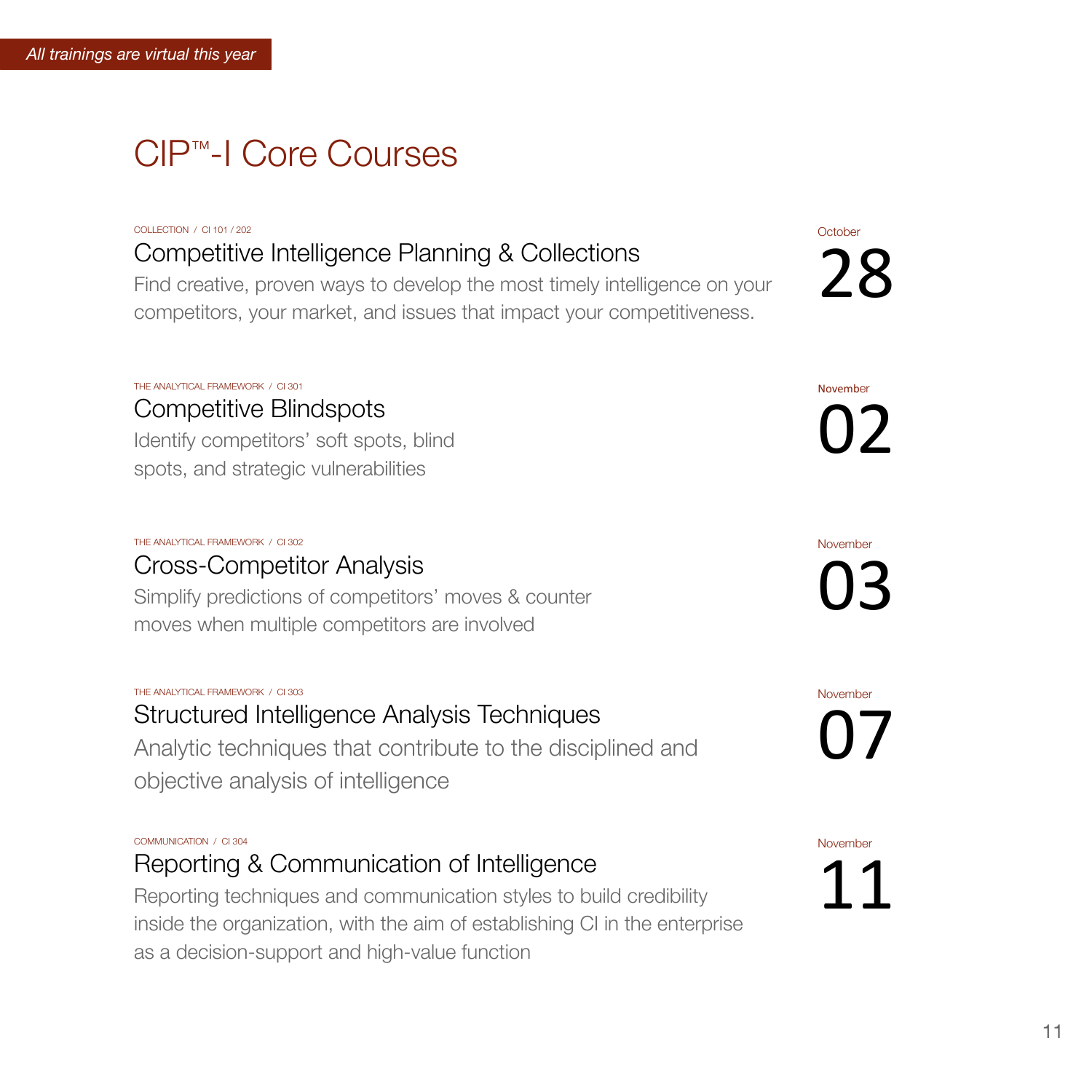*All trainings are virtual this year*

# CIP™-I Core Courses

COLLECTION / CI 101 / 202

## Competitive Intelligence Planning & Collections

Find creative, proven ways to develop the most timely intelligence on your competitors, your market, and issues that impact your competitiveness.

October **28**

THE ANALYTICAL FRAMEWORK / CI 301

## Competitive Blindspots

Identify competitors' soft spots, blind spots, and strategic vulnerabilities

November **02**

THE ANALYTICAL FRAMEWORK / CI 302

## Cross-Competitor Analysis

Simplify predictions of competitors' moves & counter moves when multiple competitors are involved

November **03**

THE ANALYTICAL FRAMEWORK / CI 303

## Structured Intelligence Analysis Techniques

Analytic techniques that contribute to the disciplined and objective analysis of intelligence

November **07**

COMMUNICATION / CI 304

## Reporting & Communication of Intelligence

Reporting techniques and communication styles to build credibility inside the organization, with the aim of establishing CI in the enterprise as a decision-support and high-value function

November **11**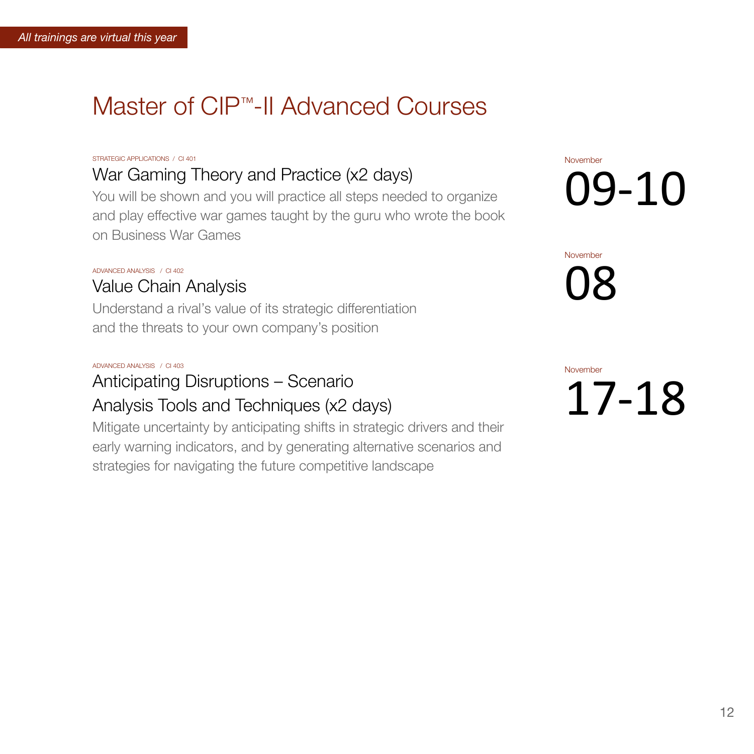*All trainings are virtual this year*

# Master of CIP™-II Advanced Courses

STRATEGIC APPLICATIONS / CI 401

## War Gaming Theory and Practice (x2 days)

November **09-10**

You will be shown and you will practice all steps needed to organize and play effective war games taught by the guru who wrote the book on Business War Games

ADVANCED ANALYSIS / CI 402

## Value Chain Analysis

November **08**

Understand a rival's value of its strategic differentiation and the threats to your own company's position

ADVANCED ANALYSIS / CI 403

## Anticipating Disruptions – Scenario Analysis Tools and Techniques (x2 days)

November **17-18**

Mitigate uncertainty by anticipating shifts in strategic drivers and their early warning indicators, and by generating alternative scenarios and strategies for navigating the future competitive landscape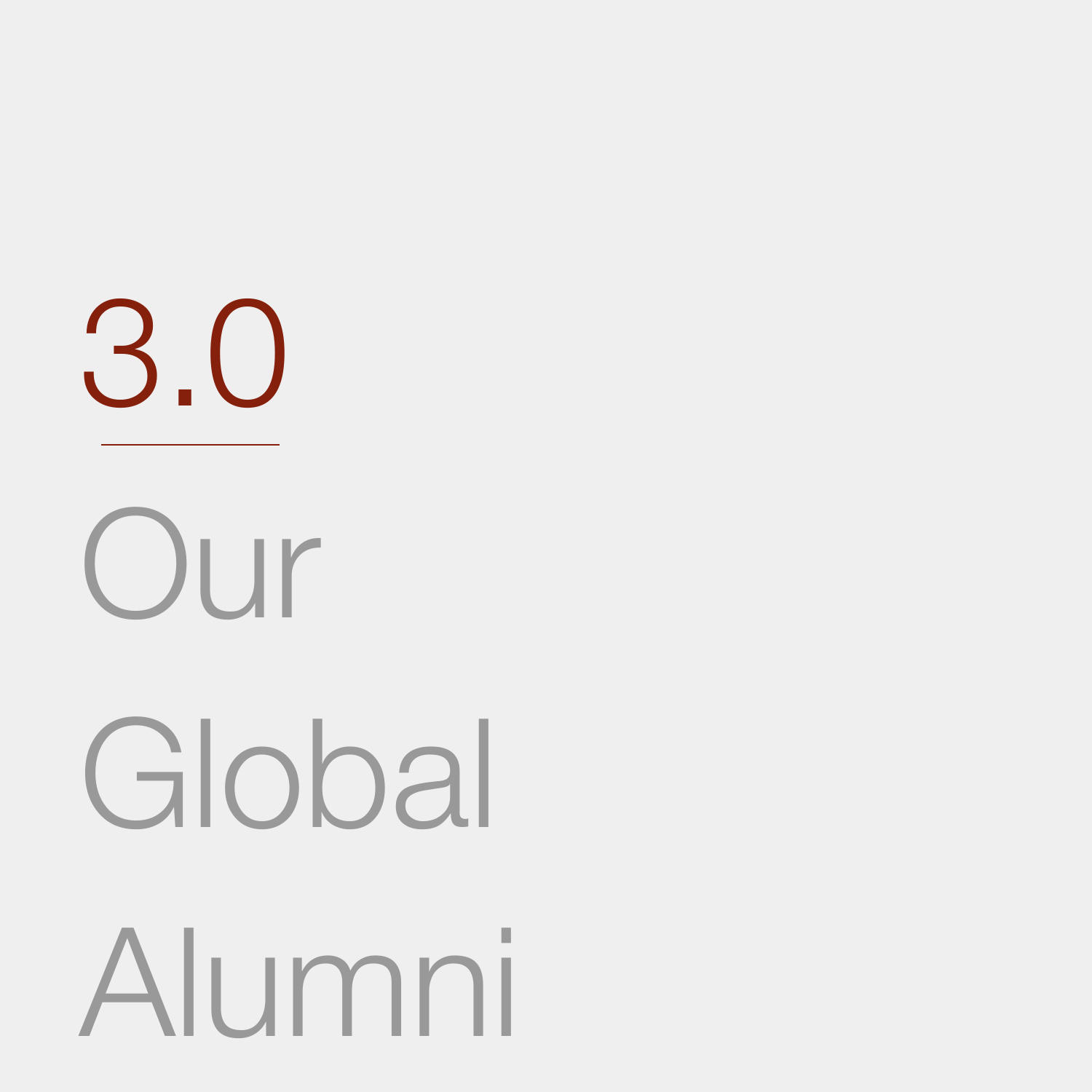# 3.0

# Our Global Alumni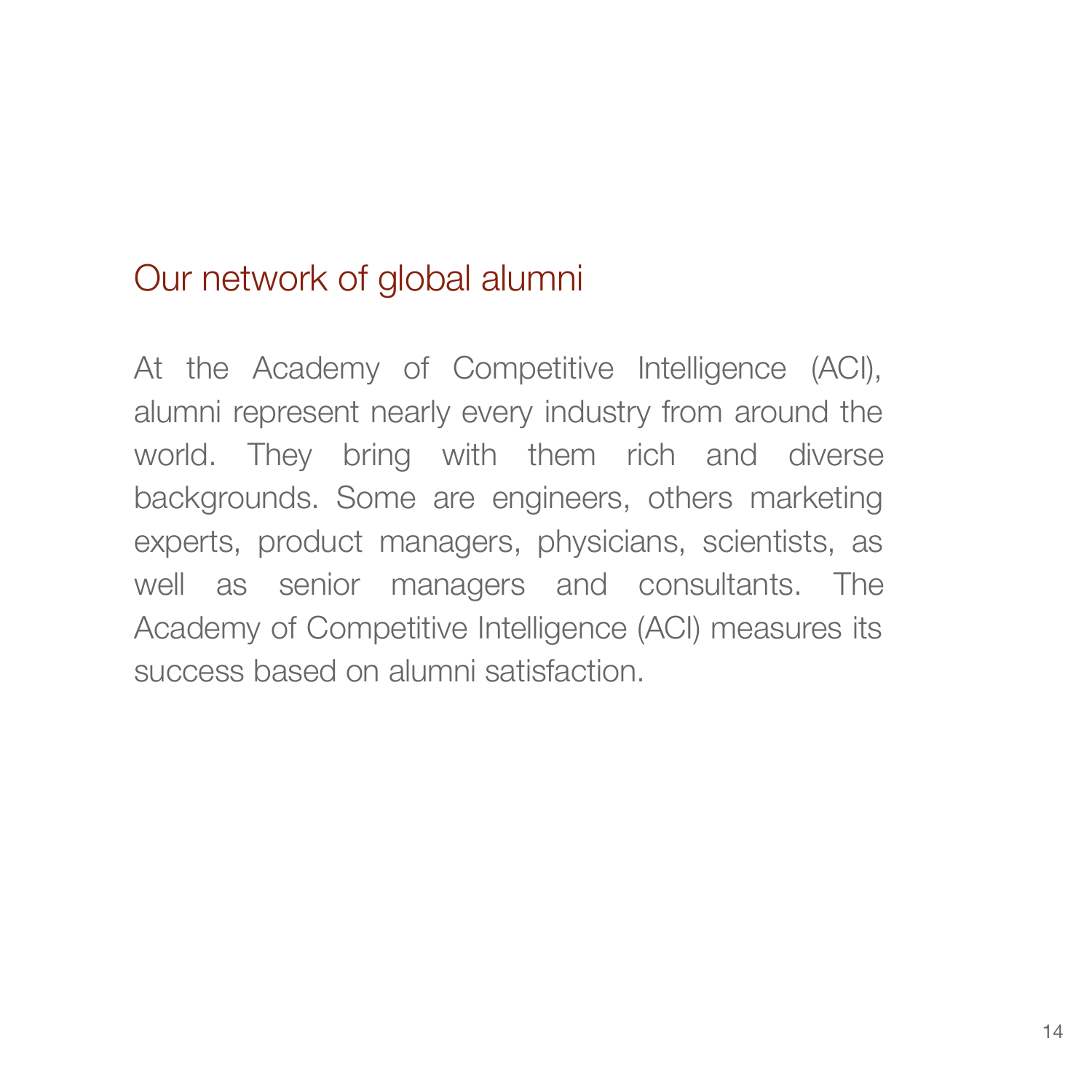## Our network of global alumni

At the Academy of Competitive Intelligence (ACI), alumni represent nearly every industry from around the world. They bring with them rich and diverse backgrounds. Some are engineers, others marketing experts, product managers, physicians, scientists, as well as senior managers and consultants. The Academy of Competitive Intelligence (ACI) measures its success based on alumni satisfaction.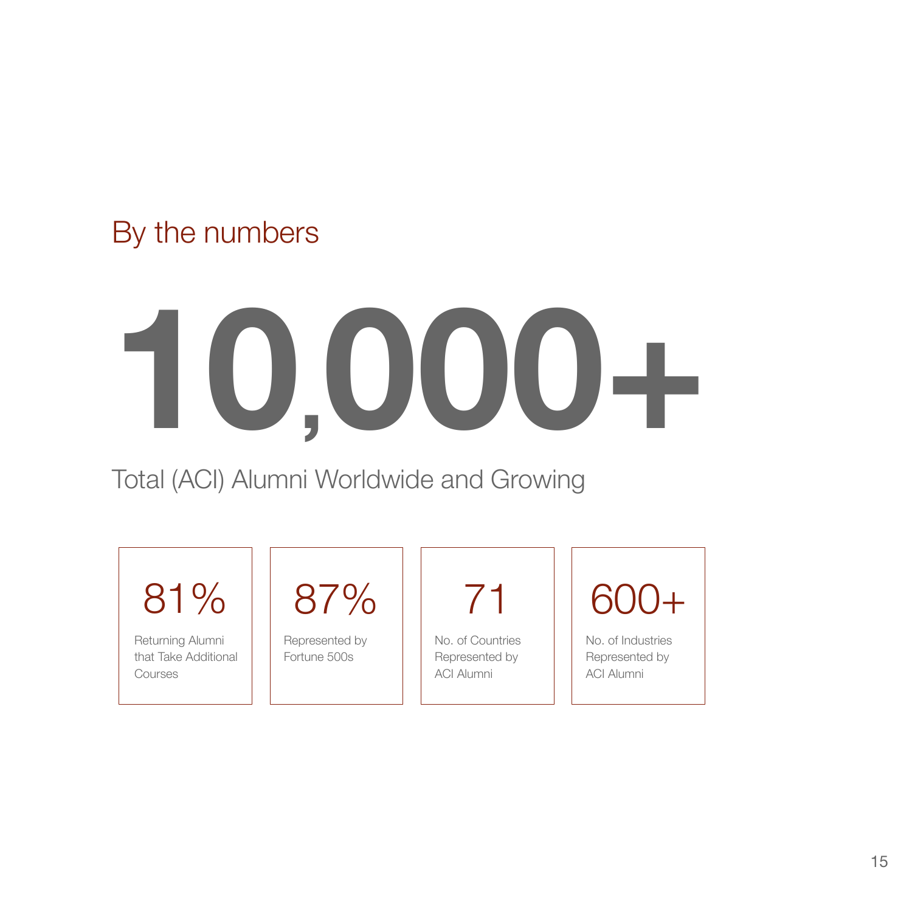## By the numbers

# 10,000+

Total (ACI) Alumni Worldwide and Growing

**81%**
Returning Alumni that Take Additional Courses

**87%**
Represented by Fortune 500s

**71**
No. of Countries Represented by ACI Alumni

**600+**
No. of Industries Represented by ACI Alumni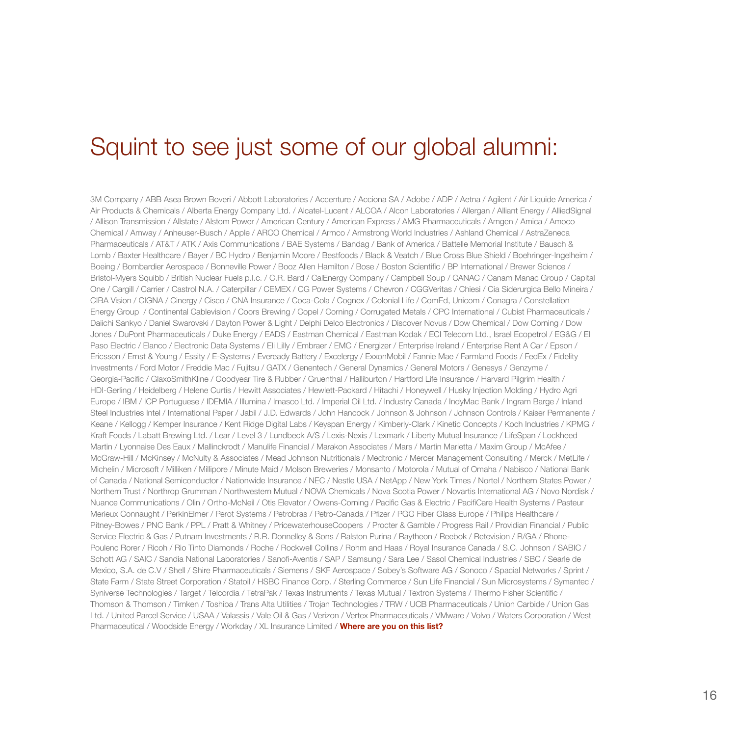# Squint to see just some of our global alumni:

3M Company / ABB Asea Brown Boveri / Abbott Laboratories / Accenture / Acciona SA / Adobe / ADP / Aetna / Agilent / Air Liquide America / Air Products & Chemicals / Alberta Energy Company Ltd. / Alcatel-Lucent / ALCOA / Alcon Laboratories / Allergan / Alliant Energy / AlliedSignal / Allison Transmission / Allstate / Alstom Power / American Century / American Express / AMG Pharmaceuticals / Amgen / Amica / Amoco Chemical / Amway / Anheuser-Busch / Apple / ARCO Chemical / Armco / Armstrong World Industries / Ashland Chemical / AstraZeneca Pharmaceuticals / AT&T / ATK / Axis Communications / BAE Systems / Bandag / Bank of America / Battelle Memorial Institute / Bausch & Lomb / Baxter Healthcare / Bayer / BC Hydro / Benjamin Moore / Bestfoods / Black & Veatch / Blue Cross Blue Shield / Boehringer-Ingelheim / Boeing / Bombardier Aerospace / Bonneville Power / Booz Allen Hamilton / Bose / Boston Scientific / BP International / Brewer Science / Bristol-Myers Squibb / British Nuclear Fuels p.l.c. / C.R. Bard / CalEnergy Company / Campbell Soup / CANAC / Canam Manac Group / Capital One / Cargill / Carrier / Castrol N.A. / Caterpillar / CEMEX / CG Power Systems / Chevron / CGGVeritas / Chiesi / Cia Siderurgica Bello Mineira / CIBA Vision / CIGNA / Cinergy / Cisco / CNA Insurance / Coca-Cola / Cognex / Colonial Life / ComEd, Unicom / Conagra / Constellation Energy Group / Continental Cablevision / Coors Brewing / Copel / Corning / Corrugated Metals / CPC International / Cubist Pharmaceuticals / Daiichi Sankyo / Daniel Swarovski / Dayton Power & Light / Delphi Delco Electronics / Discover Novus / Dow Chemical / Dow Corning / Dow Jones / DuPont Pharmaceuticals / Duke Energy / EADS / Eastman Chemical / Eastman Kodak / ECI Telecom Ltd., Israel Ecopetrol / EG&G / El Paso Electric / Elanco / Electronic Data Systems / Eli Lilly / Embraer / EMC / Energizer / Enterprise Ireland / Enterprise Rent A Car / Epson / Ericsson / Ernst & Young / Essity / E-Systems / Eveready Battery / Excelergy / ExxonMobil / Fannie Mae / Farmland Foods / FedEx / Fidelity Investments / Ford Motor / Freddie Mac / Fujitsu / GATX / Genentech / General Dynamics / General Motors / Genesys / Genzyme / Georgia-Pacific / GlaxoSmithKline / Goodyear Tire & Rubber / Gruenthal / Halliburton / Hartford Life Insurance / Harvard Pilgrim Health / HDI-Gerling / Heidelberg / Helene Curtis / Hewitt Associates / Hewlett-Packard / Hitachi / Honeywell / Husky Injection Molding / Hydro Agri Europe / IBM / ICP Portuguese / IDEMIA / Illumina / Imasco Ltd. / Imperial Oil Ltd. / Industry Canada / IndyMac Bank / Ingram Barge / Inland Steel Industries Intel / International Paper / Jabil / J.D. Edwards / John Hancock / Johnson & Johnson / Johnson Controls / Kaiser Permanente / Keane / Kellogg / Kemper Insurance / Kent Ridge Digital Labs / Keyspan Energy / Kimberly-Clark / Kinetic Concepts / Koch Industries / KPMG / Kraft Foods / Labatt Brewing Ltd. / Lear / Level 3 / Lundbeck A/S / Lexis-Nexis / Lexmark / Liberty Mutual Insurance / LifeSpan / Lockheed Martin / Lyonnaise Des Eaux / Mallinckrodt / Manulife Financial / Marakon Associates / Mars / Martin Marietta / Maxim Group / McAfee / McGraw-Hill / McKinsey / McNulty & Associates / Mead Johnson Nutritionals / Medtronic / Mercer Management Consulting / Merck / MetLife / Michelin / Microsoft / Milliken / Millipore / Minute Maid / Molson Breweries / Monsanto / Motorola / Mutual of Omaha / Nabisco / National Bank of Canada / National Semiconductor / Nationwide Insurance / NEC / Nestle USA / NetApp / New York Times / Nortel / Northern States Power / Northern Trust / Northrop Grumman / Northwestern Mutual / NOVA Chemicals / Nova Scotia Power / Novartis International AG / Novo Nordisk / Nuance Communications / Olin / Ortho-McNeil / Otis Elevator / Owens-Corning / Pacific Gas & Electric / PacifiCare Health Systems / Pasteur Merieux Connaught / PerkinElmer / Perot Systems / Petrobras / Petro-Canada / Pfizer / PGG Fiber Glass Europe / Philips Healthcare / Pitney-Bowes / PNC Bank / PPL / Pratt & Whitney / PricewaterhouseCoopers / Procter & Gamble / Progress Rail / Providian Financial / Public Service Electric & Gas / Putnam Investments / R.R. Donnelley & Sons / Ralston Purina / Raytheon / Reebok / Retevision / R/GA / Rhone-Poulenc Rorer / Ricoh / Rio Tinto Diamonds / Roche / Rockwell Collins / Rohm and Haas / Royal Insurance Canada / S.C. Johnson / SABIC / Schott AG / SAIC / Sandia National Laboratories / Sanofi-Aventis / SAP / Samsung / Sara Lee / Sasol Chemical Industries / SBC / Searle de Mexico, S.A. de C.V / Shell / Shire Pharmaceuticals / Siemens / SKF Aerospace / Sobey's Software AG / Sonoco / Spacial Networks / Sprint / State Farm / State Street Corporation / Statoil / HSBC Finance Corp. / Sterling Commerce / Sun Life Financial / Sun Microsystems / Symantec / Syniverse Technologies / Target / Telcordia / TetraPak / Texas Instruments / Texas Mutual / Textron Systems / Thermo Fisher Scientific / Thomson & Thomson / Timken / Toshiba / Trans Alta Utilities / Trojan Technologies / TRW / UCB Pharmaceuticals / Union Carbide / Union Gas Ltd. / United Parcel Service / USAA / Valassis / Vale Oil & Gas / Verizon / Vertex Pharmaceuticals / VMware / Volvo / Waters Corporation / West Pharmaceutical / Woodside Energy / Workday / XL Insurance Limited / **Where are you on this list?**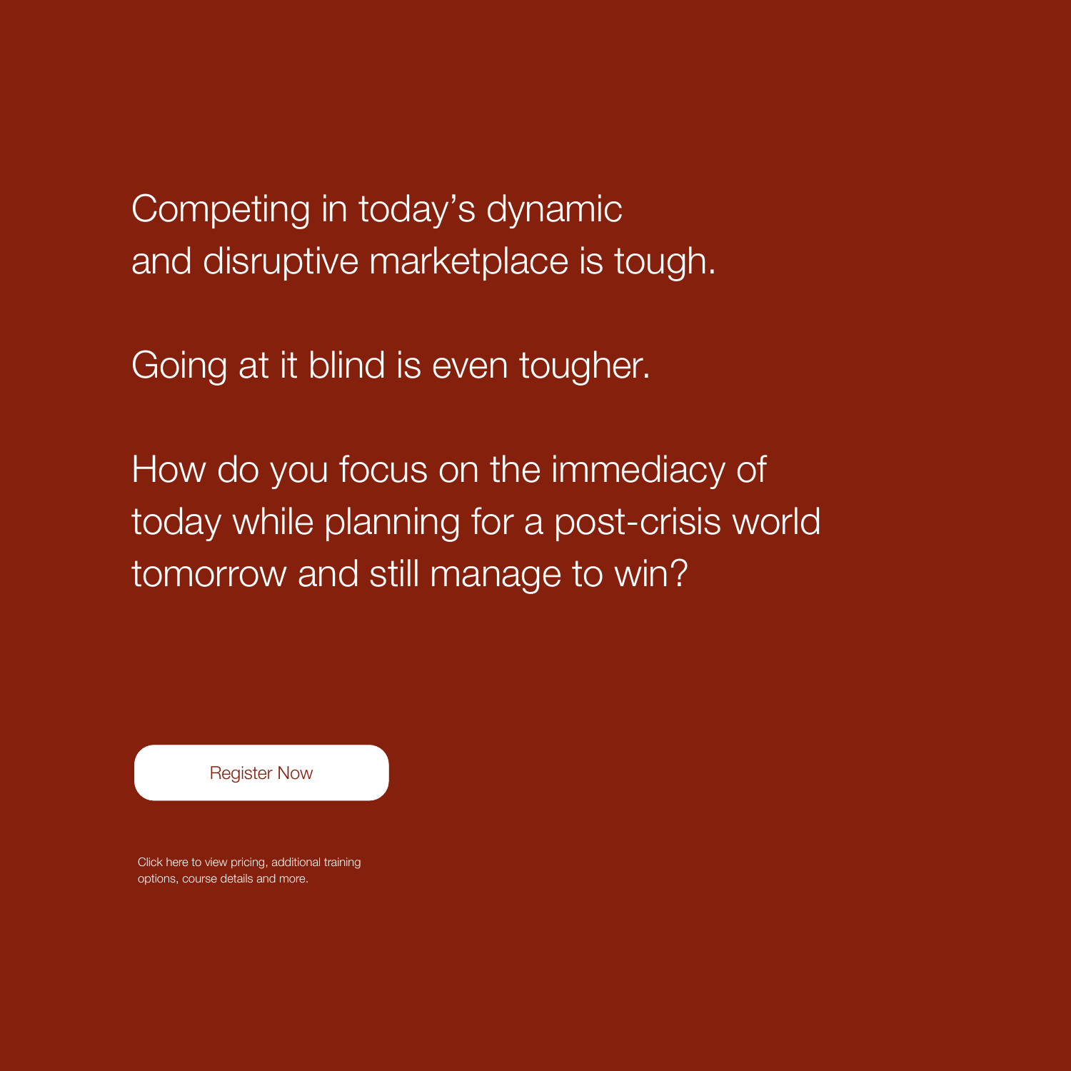Competing in today's dynamic and disruptive marketplace is tough.

Going at it blind is even tougher.

How do you focus on the immediacy of today while planning for a post-crisis world tomorrow and still manage to win?

Register Now

Click here to view pricing, additional training options, course details and more.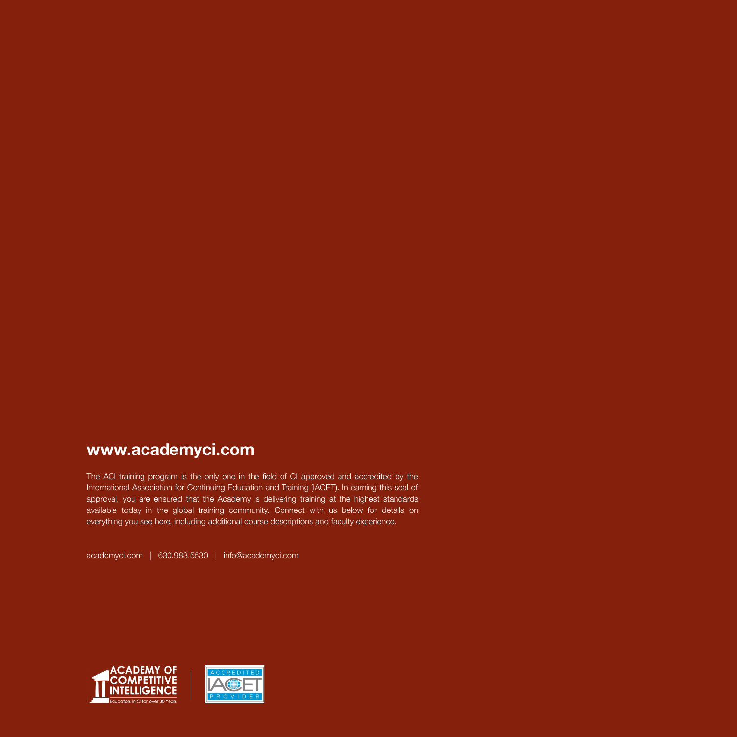## www.academyci.com

The ACI training program is the only one in the field of CI approved and accredited by the International Association for Continuing Education and Training (IACET). In earning this seal of approval, you are ensured that the Academy is delivering training at the highest standards available today in the global training community. Connect with us below for details on everything you see here, including additional course descriptions and faculty experience.

academyci.com | 630.983.5530 | info@academyci.com

ACADEMY OF COMPETITIVE INTELLIGENCE
Educators in CI for over 30 Years

ACCREDITED IACET PROVIDER